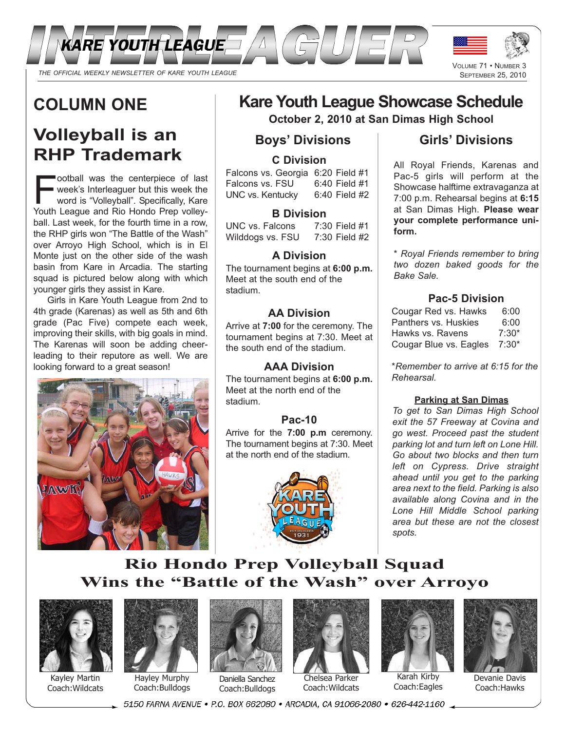# INTERLEAGUER

KARE YOUTH LEAGUE

*THE OFFICIAL WEEKLY NEWSLETTER OF KARE YOUTH LEAGUE*

VOLUME 71 • NUMBER 3
SEPTEMBER 25, 2010

## COLUMN ONE

### Volleyball is an RHP Trademark

Football was the centerpiece of last week's Interleaguer but this week the word is "Volleyball". Specifically, Kare Youth League and Rio Hondo Prep volleyball. Last week, for the fourth time in a row, the RHP girls won "The Battle of the Wash" over Arroyo High School, which is in El Monte just on the other side of the wash basin from Kare in Arcadia. The starting squad is pictured below along with which younger girls they assist in Kare.

Girls in Kare Youth League from 2nd to 4th grade (Karenas) as well as 5th and 6th grade (Pac Five) compete each week, improving their skills, with big goals in mind. The Karenas will soon be adding cheerleading to their reputore as well. We are looking forward to a great season!

## Kare Youth League Showcase Schedule

**October 2, 2010 at San Dimas High School**

### Boys' Divisions

#### C Division

| | |
|---|---|
| Falcons vs. Georgia | 6:20 Field #1 |
| Falcons vs. FSU | 6:40 Field #1 |
| UNC vs. Kentucky | 6:40 Field #2 |

#### B Division

| | |
|---|---|
| UNC vs. Falcons | 7:30 Field #1 |
| Wilddogs vs. FSU | 7:30 Field #2 |

#### A Division

The tournament begins at **6:00 p.m.** Meet at the south end of the stadium.

#### AA Division

Arrive at **7:00** for the ceremony. The tournament begins at 7:30. Meet at the south end of the stadium.

#### AAA Division

The tournament begins at **6:00 p.m.** Meet at the north end of the stadium.

#### Pac-10

Arrive for the **7:00 p.m** ceremony. The tournament begins at 7:30. Meet at the north end of the stadium.

### Girls' Divisions

All Royal Friends, Karenas and Pac-5 girls will perform at the Showcase halftime extravaganza at 7:00 p.m. Rehearsal begins at **6:15** at San Dimas High. **Please wear your complete performance uniform.**

*\* Royal Friends remember to bring two dozen baked goods for the Bake Sale.*

#### Pac-5 Division

| | |
|---|---|
| Cougar Red vs. Hawks | 6:00 |
| Panthers vs. Huskies | 6:00 |
| Hawks vs. Ravens | 7:30* |
| Cougar Blue vs. Eagles | 7:30* |

*\*Remember to arrive at 6:15 for the Rehearsal.*

**Parking at San Dimas**

*To get to San Dimas High School exit the 57 Freeway at Covina and go west. Proceed past the student parking lot and turn left on Lone Hill. Go about two blocks and then turn left on Cypress. Drive straight ahead until you get to the parking area next to the field. Parking is also available along Covina and in the Lone Hill Middle School parking area but these are not the closest spots.*

## Rio Hondo Prep Volleyball Squad Wins the "Battle of the Wash" over Arroyo

| | | | | | |
|---|---|---|---|---|---|
| Kayley Martin | Hayley Murphy | Daniella Sanchez | Chelsea Parker | Karah Kirby | Devanie Davis |
| Coach:Wildcats | Coach:Bulldogs | Coach:Bulldogs | Coach:Wildcats | Coach:Eagles | Coach:Hawks |

5150 FARNA AVENUE • P.O. BOX 662080 • ARCADIA, CA 91066-2080 • 626-442-1160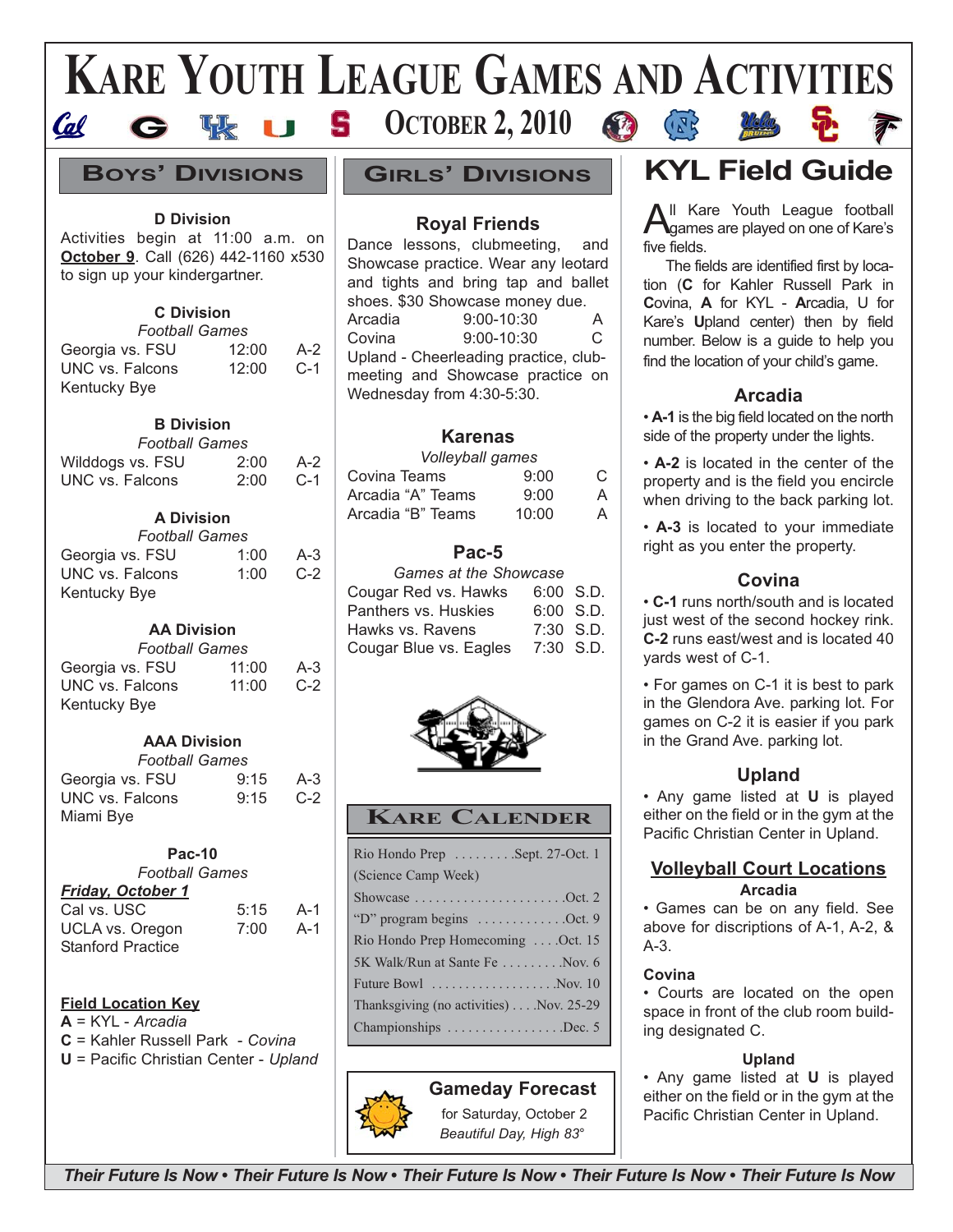# Kare Youth League Games and Activities

**October 2, 2010**

## Boys' Divisions

### D Division

Activities begin at 11:00 a.m. on **October 9**. Call (626) 442-1160 x530 to sign up your kindergartner.

### C Division

*Football Games*

| | | |
|---|---|---|
| Georgia vs. FSU | 12:00 | A-2 |
| UNC vs. Falcons | 12:00 | C-1 |
| Kentucky Bye | | |

### B Division

*Football Games*

| | | |
|---|---|---|
| Wilddogs vs. FSU | 2:00 | A-2 |
| UNC vs. Falcons | 2:00 | C-1 |

### A Division

*Football Games*

| | | |
|---|---|---|
| Georgia vs. FSU | 1:00 | A-3 |
| UNC vs. Falcons | 1:00 | C-2 |
| Kentucky Bye | | |

### AA Division

*Football Games*

| | | |
|---|---|---|
| Georgia vs. FSU | 11:00 | A-3 |
| UNC vs. Falcons | 11:00 | C-2 |
| Kentucky Bye | | |

### AAA Division

*Football Games*

| | | |
|---|---|---|
| Georgia vs. FSU | 9:15 | A-3 |
| UNC vs. Falcons | 9:15 | C-2 |
| Miami Bye | | |

### Pac-10

*Football Games*

***Friday, October 1***

| | | |
|---|---|---|
| Cal vs. USC | 5:15 | A-1 |
| UCLA vs. Oregon | 7:00 | A-1 |
| Stanford Practice | | |

**Field Location Key**

**A** = KYL - *Arcadia*
**C** = Kahler Russell Park - *Covina*
**U** = Pacific Christian Center - *Upland*

## Girls' Divisions

### Royal Friends

Dance lessons, clubmeeting, and Showcase practice. Wear any leotard and tights and bring tap and ballet shoes. $30 Showcase money due.

| | | |
|---|---|---|
| Arcadia | 9:00-10:30 | A |
| Covina | 9:00-10:30 | C |

Upland - Cheerleading practice, clubmeeting and Showcase practice on Wednesday from 4:30-5:30.

### Karenas

*Volleyball games*

| | | |
|---|---|---|
| Covina Teams | 9:00 | C |
| Arcadia "A" Teams | 9:00 | A |
| Arcadia "B" Teams | 10:00 | A |

### Pac-5

*Games at the Showcase*

| | | |
|---|---|---|
| Cougar Red vs. Hawks | 6:00 | S.D. |
| Panthers vs. Huskies | 6:00 | S.D. |
| Hawks vs. Ravens | 7:30 | S.D. |
| Cougar Blue vs. Eagles | 7:30 | S.D. |

## Kare Calender

| | |
|---|---|
| Rio Hondo Prep (Science Camp Week) | Sept. 27-Oct. 1 |
| Showcase | Oct. 2 |
| "D" program begins | Oct. 9 |
| Rio Hondo Prep Homecoming | Oct. 15 |
| 5K Walk/Run at Sante Fe | Nov. 6 |
| Future Bowl | Nov. 10 |
| Thanksgiving (no activities) | Nov. 25-29 |
| Championships | Dec. 5 |

### Gameday Forecast

for Saturday, October 2

*Beautiful Day, High 83°*

## KYL Field Guide

All Kare Youth League football games are played on one of Kare's five fields.

The fields are identified first by location (**C** for Kahler Russell Park in **C**ovina, **A** for KYL - **A**rcadia, U for Kare's **U**pland center) then by field number. Below is a guide to help you find the location of your child's game.

### Arcadia

- **A-1** is the big field located on the north side of the property under the lights.
- **A-2** is located in the center of the property and is the field you encircle when driving to the back parking lot.
- **A-3** is located to your immediate right as you enter the property.

### Covina

- **C-1** runs north/south and is located just west of the second hockey rink. **C-2** runs east/west and is located 40 yards west of C-1.
- For games on C-1 it is best to park in the Glendora Ave. parking lot. For games on C-2 it is easier if you park in the Grand Ave. parking lot.

### Upland

- Any game listed at **U** is played either on the field or in the gym at the Pacific Christian Center in Upland.

### Volleyball Court Locations

**Arcadia**

- Games can be on any field. See above for discriptions of A-1, A-2, & A-3.

**Covina**

- Courts are located on the open space in front of the club room building designated C.

**Upland**

- Any game listed at **U** is played either on the field or in the gym at the Pacific Christian Center in Upland.

*Their Future Is Now • Their Future Is Now • Their Future Is Now • Their Future Is Now • Their Future Is Now*